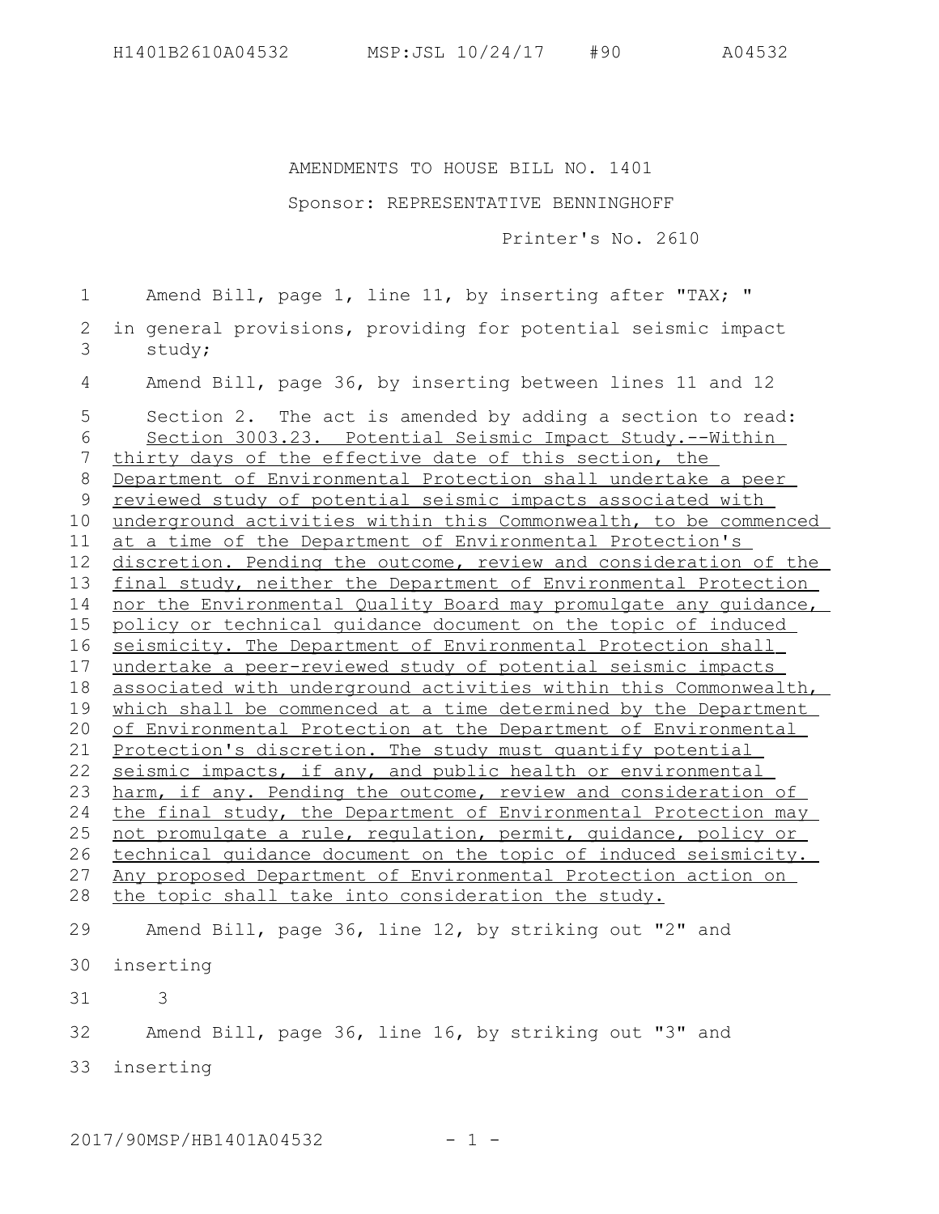AMENDMENTS TO HOUSE BILL NO. 1401

Sponsor: REPRESENTATIVE BENNINGHOFF

Printer's No. 2610

Amend Bill, page 1, line 11, by inserting after "TAX; "

in general provisions, providing for potential seismic impact study;

Amend Bill, page 36, by inserting between lines 11 and 12

Section 2. The act is amended by adding a section to read:

<u>Section 3003.23. Potential Seismic Impact Study.--Within thirty days of the effective date of this section, the Department of Environmental Protection shall undertake a peer reviewed study of potential seismic impacts associated with underground activities within this Commonwealth, to be commenced at a time of the Department of Environmental Protection's discretion. Pending the outcome, review and consideration of the final study, neither the Department of Environmental Protection nor the Environmental Quality Board may promulgate any guidance, policy or technical guidance document on the topic of induced seismicity. The Department of Environmental Protection shall undertake a peer-reviewed study of potential seismic impacts associated with underground activities within this Commonwealth, which shall be commenced at a time determined by the Department of Environmental Protection at the Department of Environmental Protection's discretion. The study must quantify potential seismic impacts, if any, and public health or environmental harm, if any. Pending the outcome, review and consideration of the final study, the Department of Environmental Protection may not promulgate a rule, regulation, permit, guidance, policy or technical guidance document on the topic of induced seismicity. Any proposed Department of Environmental Protection action on the topic shall take into consideration the study.</u>

Amend Bill, page 36, line 12, by striking out "2" and inserting

3

Amend Bill, page 36, line 16, by striking out "3" and inserting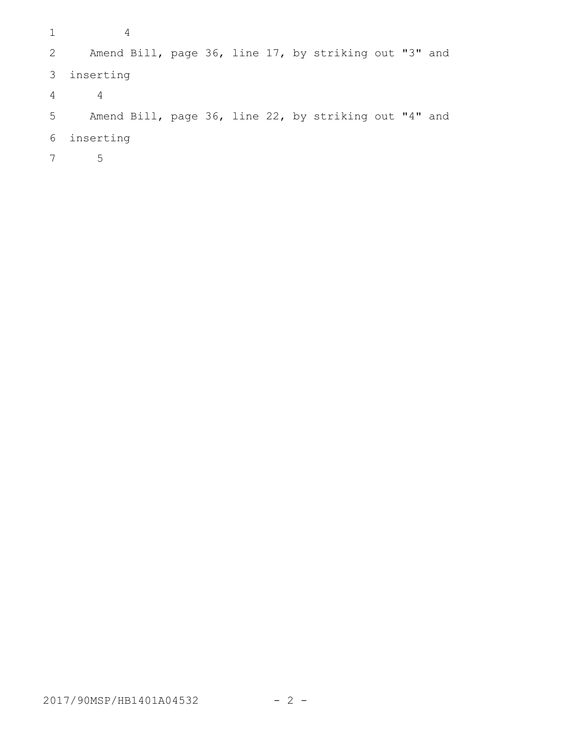4

Amend Bill, page 36, line 17, by striking out "3" and inserting

4

Amend Bill, page 36, line 22, by striking out "4" and inserting

5